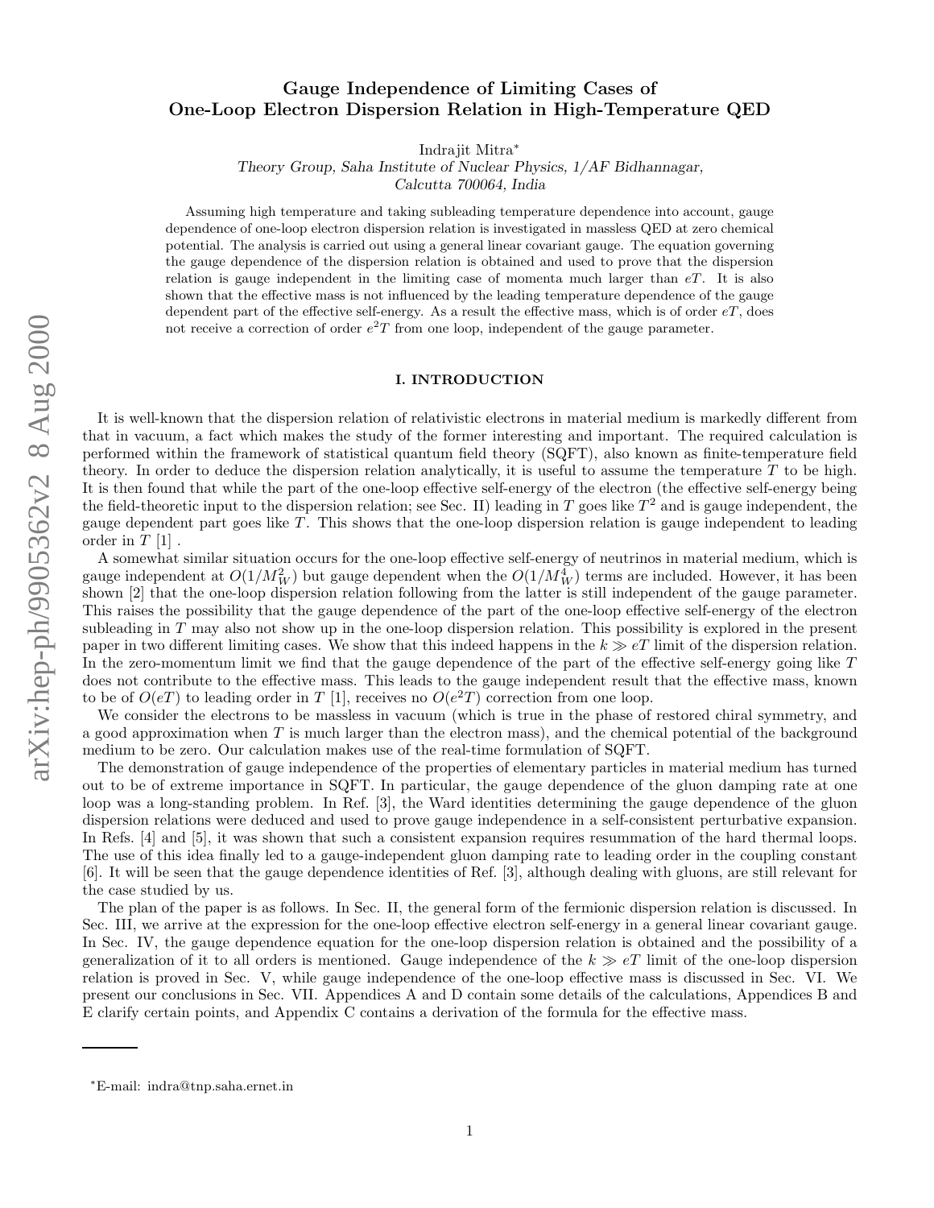# Gauge Independence of Limiting Cases of One-Loop Electron Dispersion Relation in High-Temperature QED

Indrajit Mitra*

*Theory Group, Saha Institute of Nuclear Physics, 1/AF Bidhannagar, Calcutta 700064, India*

Assuming high temperature and taking subleading temperature dependence into account, gauge dependence of one-loop electron dispersion relation is investigated in massless QED at zero chemical potential. The analysis is carried out using a general linear covariant gauge. The equation governing the gauge dependence of the dispersion relation is obtained and used to prove that the dispersion relation is gauge independent in the limiting case of momenta much larger than $eT$. It is also shown that the effective mass is not influenced by the leading temperature dependence of the gauge dependent part of the effective self-energy. As a result the effective mass, which is of order $eT$, does not receive a correction of order $e^2T$ from one loop, independent of the gauge parameter.

## I. INTRODUCTION

It is well-known that the dispersion relation of relativistic electrons in material medium is markedly different from that in vacuum, a fact which makes the study of the former interesting and important. The required calculation is performed within the framework of statistical quantum field theory (SQFT), also known as finite-temperature field theory. In order to deduce the dispersion relation analytically, it is useful to assume the temperature $T$ to be high. It is then found that while the part of the one-loop effective self-energy of the electron (the effective self-energy being the field-theoretic input to the dispersion relation; see Sec. II) leading in $T$ goes like $T^2$ and is gauge independent, the gauge dependent part goes like $T$. This shows that the one-loop dispersion relation is gauge independent to leading order in $T$ [1] .

A somewhat similar situation occurs for the one-loop effective self-energy of neutrinos in material medium, which is gauge independent at $O(1/M_W^2)$ but gauge dependent when the $O(1/M_W^4)$ terms are included. However, it has been shown [2] that the one-loop dispersion relation following from the latter is still independent of the gauge parameter. This raises the possibility that the gauge dependence of the part of the one-loop effective self-energy of the electron subleading in $T$ may also not show up in the one-loop dispersion relation. This possibility is explored in the present paper in two different limiting cases. We show that this indeed happens in the $k \gg eT$ limit of the dispersion relation. In the zero-momentum limit we find that the gauge dependence of the part of the effective self-energy going like $T$ does not contribute to the effective mass. This leads to the gauge independent result that the effective mass, known to be of $O(eT)$ to leading order in $T$ [1], receives no $O(e^2T)$ correction from one loop.

We consider the electrons to be massless in vacuum (which is true in the phase of restored chiral symmetry, and a good approximation when $T$ is much larger than the electron mass), and the chemical potential of the background medium to be zero. Our calculation makes use of the real-time formulation of SQFT.

The demonstration of gauge independence of the properties of elementary particles in material medium has turned out to be of extreme importance in SQFT. In particular, the gauge dependence of the gluon damping rate at one loop was a long-standing problem. In Ref. [3], the Ward identities determining the gauge dependence of the gluon dispersion relations were deduced and used to prove gauge independence in a self-consistent perturbative expansion. In Refs. [4] and [5], it was shown that such a consistent expansion requires resummation of the hard thermal loops. The use of this idea finally led to a gauge-independent gluon damping rate to leading order in the coupling constant [6]. It will be seen that the gauge dependence identities of Ref. [3], although dealing with gluons, are still relevant for the case studied by us.

The plan of the paper is as follows. In Sec. II, the general form of the fermionic dispersion relation is discussed. In Sec. III, we arrive at the expression for the one-loop effective electron self-energy in a general linear covariant gauge. In Sec. IV, the gauge dependence equation for the one-loop dispersion relation is obtained and the possibility of a generalization of it to all orders is mentioned. Gauge independence of the $k \gg eT$ limit of the one-loop dispersion relation is proved in Sec. V, while gauge independence of the one-loop effective mass is discussed in Sec. VI. We present our conclusions in Sec. VII. Appendices A and D contain some details of the calculations, Appendices B and E clarify certain points, and Appendix C contains a derivation of the formula for the effective mass.

---

*E-mail: indra@tnp.saha.ernet.in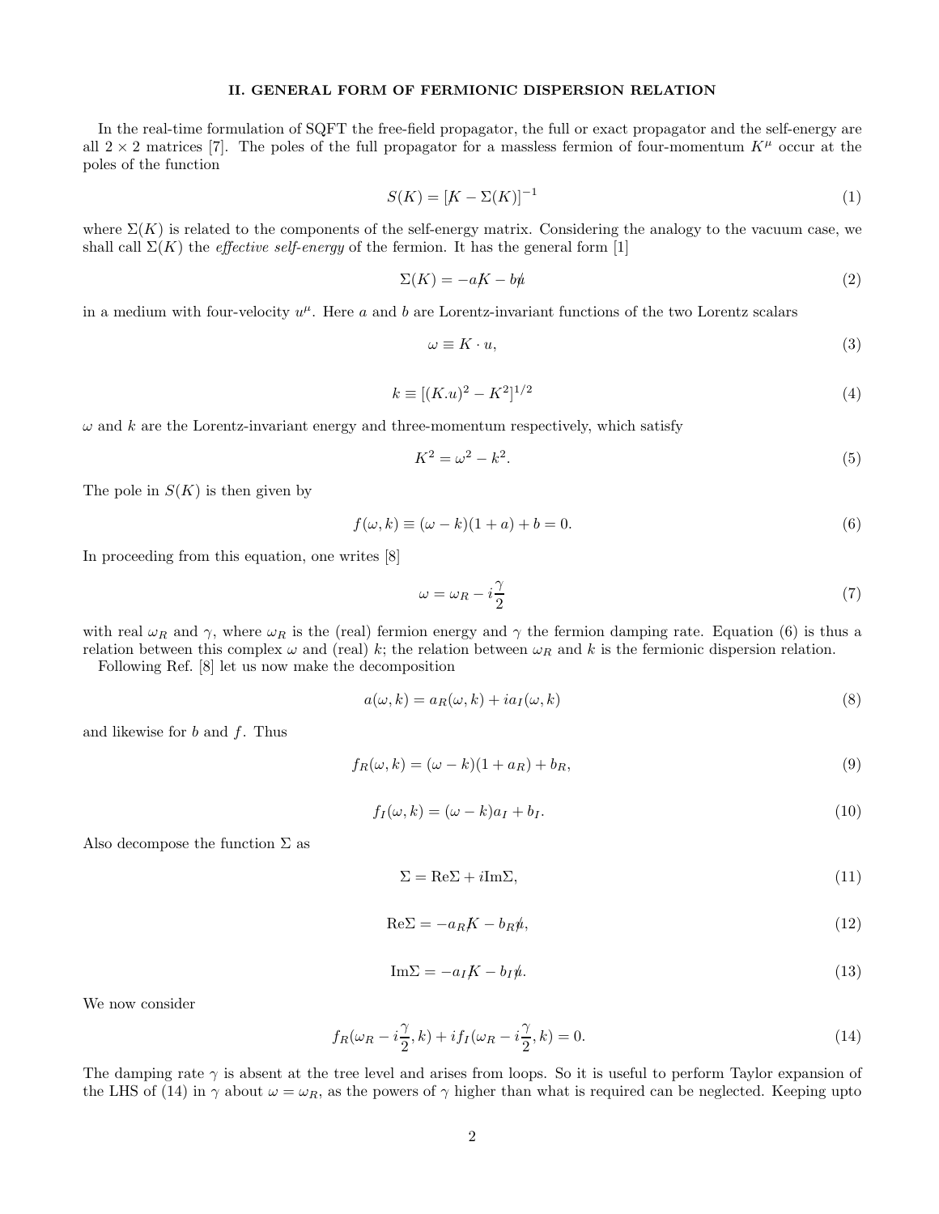## II. GENERAL FORM OF FERMIONIC DISPERSION RELATION

In the real-time formulation of SQFT the free-field propagator, the full or exact propagator and the self-energy are all $2 \times 2$ matrices [7]. The poles of the full propagator for a massless fermion of four-momentum $K^\mu$ occur at the poles of the function

$$S(K) = [\not{K} - \Sigma(K)]^{-1} \tag{1}$$

where $\Sigma(K)$ is related to the components of the self-energy matrix. Considering the analogy to the vacuum case, we shall call $\Sigma(K)$ the *effective self-energy* of the fermion. It has the general form [1]

$$\Sigma(K) = -a\not{K} - b\not{u} \tag{2}$$

in a medium with four-velocity $u^\mu$. Here $a$ and $b$ are Lorentz-invariant functions of the two Lorentz scalars

$$\omega \equiv K \cdot u, \tag{3}$$

$$k \equiv [(K.u)^2 - K^2]^{1/2} \tag{4}$$

$\omega$ and $k$ are the Lorentz-invariant energy and three-momentum respectively, which satisfy

$$K^2 = \omega^2 - k^2. \tag{5}$$

The pole in $S(K)$ is then given by

$$f(\omega, k) \equiv (\omega - k)(1 + a) + b = 0. \tag{6}$$

In proceeding from this equation, one writes [8]

$$\omega = \omega_R - i\frac{\gamma}{2} \tag{7}$$

with real $\omega_R$ and $\gamma$, where $\omega_R$ is the (real) fermion energy and $\gamma$ the fermion damping rate. Equation (6) is thus a relation between this complex $\omega$ and (real) $k$; the relation between $\omega_R$ and $k$ is the fermionic dispersion relation.

Following Ref. [8] let us now make the decomposition

$$a(\omega, k) = a_R(\omega, k) + ia_I(\omega, k) \tag{8}$$

and likewise for $b$ and $f$. Thus

$$f_R(\omega, k) = (\omega - k)(1 + a_R) + b_R, \tag{9}$$

$$f_I(\omega, k) = (\omega - k)a_I + b_I. \tag{10}$$

Also decompose the function $\Sigma$ as

$$\Sigma = \mathrm{Re}\Sigma + i\mathrm{Im}\Sigma, \tag{11}$$

$$\mathrm{Re}\Sigma = -a_R\not{K} - b_R\not{u}, \tag{12}$$

$$\mathrm{Im}\Sigma = -a_I\not{K} - b_I\not{u}. \tag{13}$$

We now consider

$$f_R(\omega_R - i\frac{\gamma}{2}, k) + if_I(\omega_R - i\frac{\gamma}{2}, k) = 0. \tag{14}$$

The damping rate $\gamma$ is absent at the tree level and arises from loops. So it is useful to perform Taylor expansion of the LHS of (14) in $\gamma$ about $\omega = \omega_R$, as the powers of $\gamma$ higher than what is required can be neglected. Keeping upto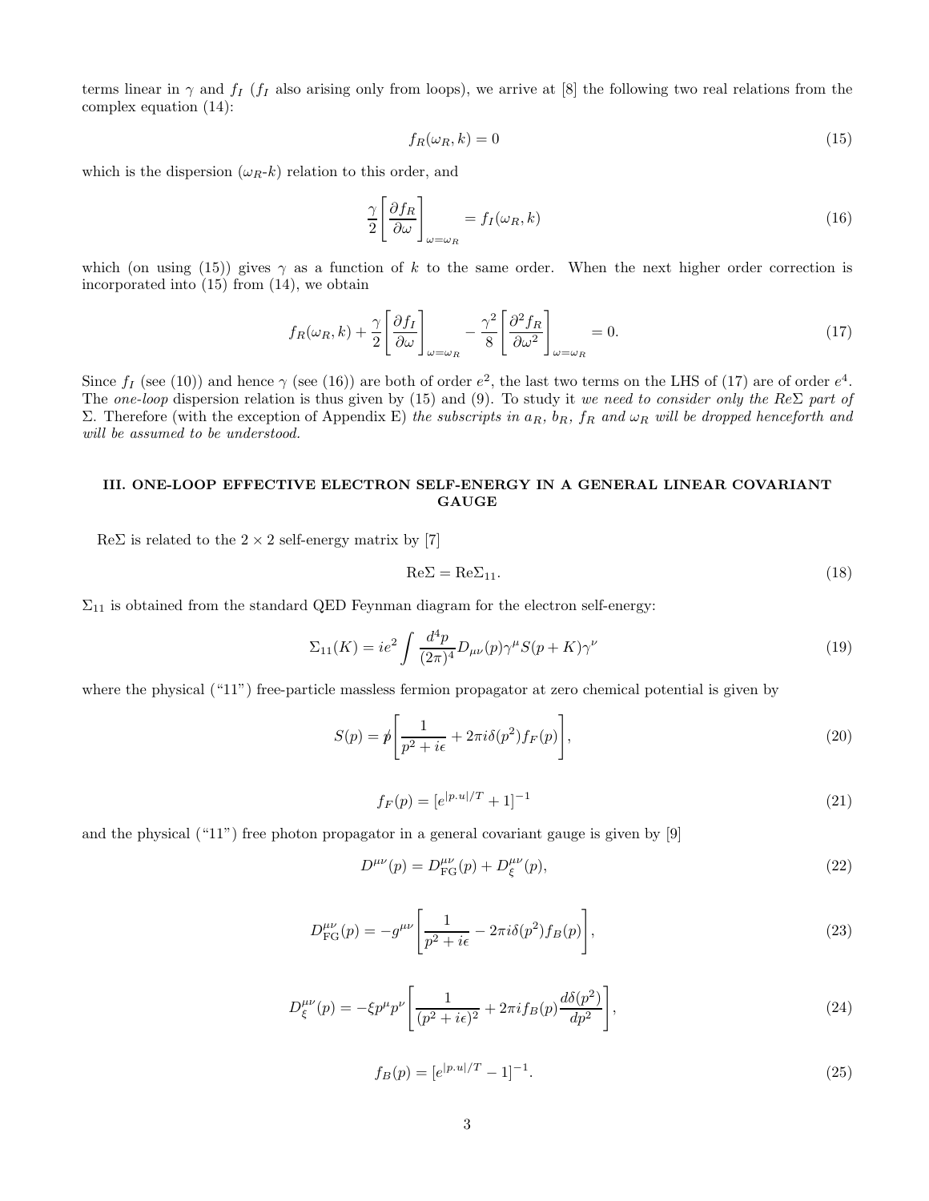terms linear in $\gamma$ and $f_I$ ($f_I$ also arising only from loops), we arrive at [8] the following two real relations from the complex equation (14):

$$f_R(\omega_R, k) = 0 \tag{15}$$

which is the dispersion ($\omega_R$-$k$) relation to this order, and

$$\frac{\gamma}{2}\left[\frac{\partial f_R}{\partial \omega}\right]_{\omega=\omega_R} = f_I(\omega_R, k) \tag{16}$$

which (on using (15)) gives $\gamma$ as a function of $k$ to the same order. When the next higher order correction is incorporated into (15) from (14), we obtain

$$f_R(\omega_R, k) + \frac{\gamma}{2}\left[\frac{\partial f_I}{\partial \omega}\right]_{\omega=\omega_R} - \frac{\gamma^2}{8}\left[\frac{\partial^2 f_R}{\partial \omega^2}\right]_{\omega=\omega_R} = 0. \tag{17}$$

Since $f_I$ (see (10)) and hence $\gamma$ (see (16)) are both of order $e^2$, the last two terms on the LHS of (17) are of order $e^4$. The *one-loop* dispersion relation is thus given by (15) and (9). To study it *we need to consider only the Re$\Sigma$ part of* $\Sigma$. Therefore (with the exception of Appendix E) *the subscripts in $a_R$, $b_R$, $f_R$ and $\omega_R$ will be dropped henceforth and will be assumed to be understood.*

## III. ONE-LOOP EFFECTIVE ELECTRON SELF-ENERGY IN A GENERAL LINEAR COVARIANT GAUGE

Re$\Sigma$ is related to the $2 \times 2$ self-energy matrix by [7]

$$\text{Re}\Sigma = \text{Re}\Sigma_{11}. \tag{18}$$

$\Sigma_{11}$ is obtained from the standard QED Feynman diagram for the electron self-energy:

$$\Sigma_{11}(K) = ie^2 \int \frac{d^4p}{(2\pi)^4} D_{\mu\nu}(p)\gamma^\mu S(p+K)\gamma^\nu \tag{19}$$

where the physical ("11") free-particle massless fermion propagator at zero chemical potential is given by

$$S(p) = \not{p}\left[\frac{1}{p^2 + i\epsilon} + 2\pi i \delta(p^2) f_F(p)\right], \tag{20}$$

$$f_F(p) = [e^{|p.u|/T} + 1]^{-1} \tag{21}$$

and the physical ("11") free photon propagator in a general covariant gauge is given by [9]

$$D^{\mu\nu}(p) = D^{\mu\nu}_{\text{FG}}(p) + D^{\mu\nu}_{\xi}(p), \tag{22}$$

$$D^{\mu\nu}_{\text{FG}}(p) = -g^{\mu\nu}\left[\frac{1}{p^2 + i\epsilon} - 2\pi i \delta(p^2) f_B(p)\right], \tag{23}$$

$$D^{\mu\nu}_{\xi}(p) = -\xi p^\mu p^\nu \left[\frac{1}{(p^2 + i\epsilon)^2} + 2\pi i f_B(p)\frac{d\delta(p^2)}{dp^2}\right], \tag{24}$$

$$f_B(p) = [e^{|p.u|/T} - 1]^{-1}. \tag{25}$$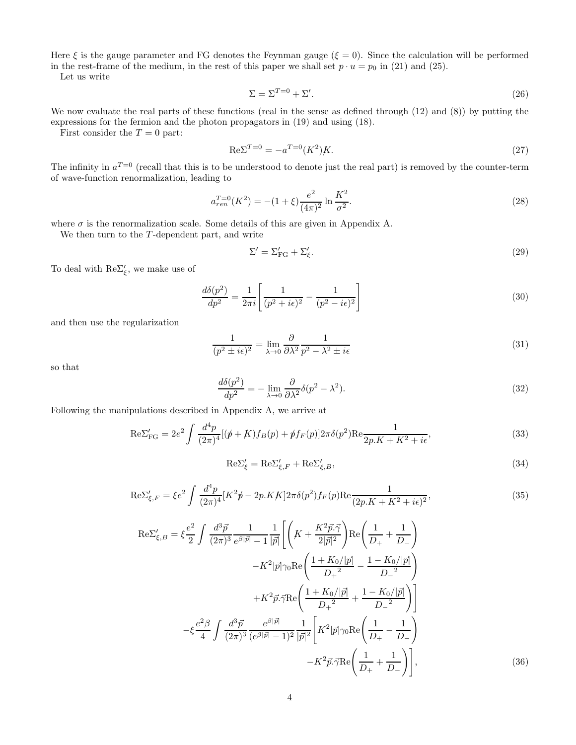Here $\xi$ is the gauge parameter and FG denotes the Feynman gauge ($\xi = 0$). Since the calculation will be performed in the rest-frame of the medium, in the rest of this paper we shall set $p \cdot u = p_0$ in (21) and (25).

Let us write

$$\Sigma = \Sigma^{T=0} + \Sigma'. \tag{26}$$

We now evaluate the real parts of these functions (real in the sense as defined through (12) and (8)) by putting the expressions for the fermion and the photon propagators in (19) and using (18).

First consider the $T = 0$ part:

$$\mathrm{Re}\Sigma^{T=0} = -a^{T=0}(K^2)\not{K}. \tag{27}$$

The infinity in $a^{T=0}$ (recall that this is to be understood to denote just the real part) is removed by the counter-term of wave-function renormalization, leading to

$$a_{ren}^{T=0}(K^2) = -(1+\xi)\frac{e^2}{(4\pi)^2}\ln\frac{K^2}{\sigma^2}. \tag{28}$$

where $\sigma$ is the renormalization scale. Some details of this are given in Appendix A.

We then turn to the $T$-dependent part, and write

$$\Sigma' = \Sigma'_{\mathrm{FG}} + \Sigma'_{\xi}. \tag{29}$$

To deal with $\mathrm{Re}\Sigma'_{\xi}$, we make use of

$$\frac{d\delta(p^2)}{dp^2} = \frac{1}{2\pi i}\left[\frac{1}{(p^2+i\epsilon)^2} - \frac{1}{(p^2-i\epsilon)^2}\right] \tag{30}$$

and then use the regularization

$$\frac{1}{(p^2 \pm i\epsilon)^2} = \lim_{\lambda\to 0}\frac{\partial}{\partial\lambda^2}\frac{1}{p^2-\lambda^2\pm i\epsilon} \tag{31}$$

so that

$$\frac{d\delta(p^2)}{dp^2} = -\lim_{\lambda\to 0}\frac{\partial}{\partial\lambda^2}\delta(p^2-\lambda^2). \tag{32}$$

Following the manipulations described in Appendix A, we arrive at

$$\mathrm{Re}\Sigma'_{\mathrm{FG}} = 2e^2\int\frac{d^4p}{(2\pi)^4}[(\not{p}+\not{K})f_B(p) + \not{p}f_F(p)]2\pi\delta(p^2)\mathrm{Re}\frac{1}{2p.K+K^2+i\epsilon}, \tag{33}$$

$$\mathrm{Re}\Sigma'_{\xi} = \mathrm{Re}\Sigma'_{\xi,F} + \mathrm{Re}\Sigma'_{\xi,B}, \tag{34}$$

$$\mathrm{Re}\Sigma'_{\xi,F} = \xi e^2\int\frac{d^4p}{(2\pi)^4}[K^2\not{p} - 2p.K\not{K}]2\pi\delta(p^2)f_F(p)\mathrm{Re}\frac{1}{(2p.K+K^2+i\epsilon)^2}, \tag{35}$$

$$\begin{aligned}
\mathrm{Re}\Sigma'_{\xi,B} = \xi\frac{e^2}{2}\int\frac{d^3\vec{p}}{(2\pi)^3}\frac{1}{e^{\beta|\vec{p}|}-1}\frac{1}{|\vec{p}|}\Bigg[&\left(\not{K} + \frac{K^2\vec{p}.\vec{\gamma}}{2|\vec{p}|^2}\right)\mathrm{Re}\left(\frac{1}{D_+}+\frac{1}{D_-}\right)\\
&-K^2|\vec{p}|\gamma_0\mathrm{Re}\left(\frac{1+K_0/|\vec{p}|}{{D_+}^2} - \frac{1-K_0/|\vec{p}|}{{D_-}^2}\right)\\
&+K^2\vec{p}.\vec{\gamma}\mathrm{Re}\left(\frac{1+K_0/|\vec{p}|}{{D_+}^2} + \frac{1-K_0/|\vec{p}|}{{D_-}^2}\right)\Bigg]\\
-\xi\frac{e^2\beta}{4}\int\frac{d^3\vec{p}}{(2\pi)^3}\frac{e^{\beta|\vec{p}|}}{(e^{\beta|\vec{p}|}-1)^2}\frac{1}{|\vec{p}|^2}\Bigg[&K^2|\vec{p}|\gamma_0\mathrm{Re}\left(\frac{1}{D_+}-\frac{1}{D_-}\right)\\
&-K^2\vec{p}.\vec{\gamma}\mathrm{Re}\left(\frac{1}{D_+}+\frac{1}{D_-}\right)\Bigg],
\end{aligned} \tag{36}$$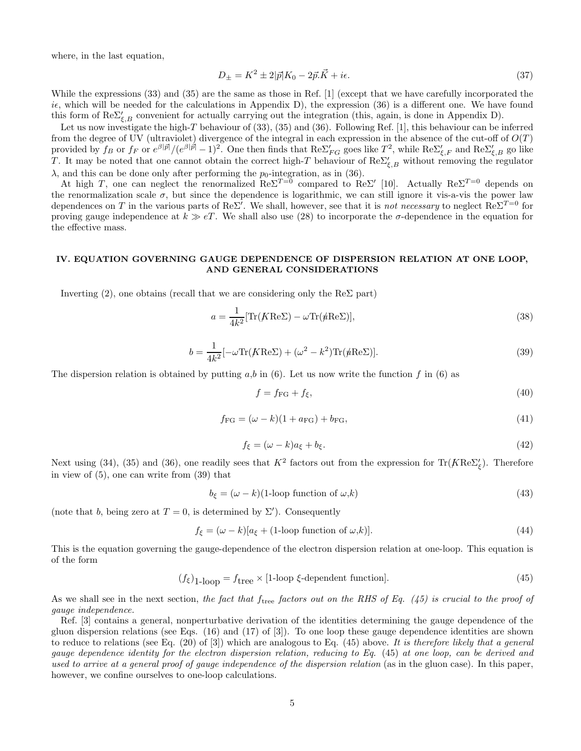where, in the last equation,

$$D_{\pm} = K^2 \pm 2|\vec{p}|K_0 - 2\vec{p}.\vec{K} + i\epsilon. \tag{37}$$

While the expressions (33) and (35) are the same as those in Ref. [1] (except that we have carefully incorporated the $i\epsilon$, which will be needed for the calculations in Appendix D), the expression (36) is a different one. We have found this form of $\mathrm{Re}\Sigma'_{\xi,B}$ convenient for actually carrying out the integration (this, again, is done in Appendix D).

Let us now investigate the high-$T$ behaviour of (33), (35) and (36). Following Ref. [1], this behaviour can be inferred from the degree of UV (ultraviolet) divergence of the integral in each expression in the absence of the cut-off of $O(T)$ provided by $f_B$ or $f_F$ or $e^{\beta|\vec{p}|}/(e^{\beta|\vec{p}|}-1)^2$. One then finds that $\mathrm{Re}\Sigma'_{FG}$ goes like $T^2$, while $\mathrm{Re}\Sigma'_{\xi,F}$ and $\mathrm{Re}\Sigma'_{\xi,B}$ go like $T$. It may be noted that one cannot obtain the correct high-$T$ behaviour of $\mathrm{Re}\Sigma'_{\xi,B}$ without removing the regulator $\lambda$, and this can be done only after performing the $p_0$-integration, as in (36).

At high $T$, one can neglect the renormalized $\mathrm{Re}\Sigma^{T=0}$ compared to $\mathrm{Re}\Sigma'$ [10]. Actually $\mathrm{Re}\Sigma^{T=0}$ depends on the renormalization scale $\sigma$, but since the dependence is logarithmic, we can still ignore it vis-a-vis the power law dependences on $T$ in the various parts of $\mathrm{Re}\Sigma'$. We shall, however, see that it is *not necessary* to neglect $\mathrm{Re}\Sigma^{T=0}$ for proving gauge independence at $k \gg eT$. We shall also use (28) to incorporate the $\sigma$-dependence in the equation for the effective mass.

## IV. EQUATION GOVERNING GAUGE DEPENDENCE OF DISPERSION RELATION AT ONE LOOP, AND GENERAL CONSIDERATIONS

Inverting (2), one obtains (recall that we are considering only the $\mathrm{Re}\Sigma$ part)

$$a = \frac{1}{4k^2}[\mathrm{Tr}(\not{K}\mathrm{Re}\Sigma) - \omega\mathrm{Tr}(\not{u}\mathrm{Re}\Sigma)], \tag{38}$$

$$b = \frac{1}{4k^2}[-\omega\mathrm{Tr}(\not{K}\mathrm{Re}\Sigma) + (\omega^2 - k^2)\mathrm{Tr}(\not{u}\mathrm{Re}\Sigma)]. \tag{39}$$

The dispersion relation is obtained by putting $a$,$b$ in (6). Let us now write the function $f$ in (6) as

$$f = f_{\mathrm{FG}} + f_{\xi}, \tag{40}$$

$$f_{\mathrm{FG}} = (\omega - k)(1 + a_{\mathrm{FG}}) + b_{\mathrm{FG}}, \tag{41}$$

$$f_{\xi} = (\omega - k)a_{\xi} + b_{\xi}. \tag{42}$$

Next using (34), (35) and (36), one readily sees that $K^2$ factors out from the expression for $\mathrm{Tr}(\not{K}\mathrm{Re}\Sigma'_{\xi})$. Therefore in view of (5), one can write from (39) that

$$b_{\xi} = (\omega - k)(\text{1-loop function of } \omega, k) \tag{43}$$

(note that $b$, being zero at $T = 0$, is determined by $\Sigma'$). Consequently

$$f_{\xi} = (\omega - k)[a_{\xi} + (\text{1-loop function of } \omega, k)]. \tag{44}$$

This is the equation governing the gauge-dependence of the electron dispersion relation at one-loop. This equation is of the form

$$(f_{\xi})_{\text{1-loop}} = f_{\text{tree}} \times [\text{1-loop } \xi\text{-dependent function}]. \tag{45}$$

As we shall see in the next section, *the fact that $f_{\text{tree}}$ factors out on the RHS of Eq. (45) is crucial to the proof of gauge independence.*

Ref. [3] contains a general, nonperturbative derivation of the identities determining the gauge dependence of the gluon dispersion relations (see Eqs. (16) and (17) of [3]). To one loop these gauge dependence identities are shown to reduce to relations (see Eq. (20) of [3]) which are analogous to Eq. (45) above. *It is therefore likely that a general gauge dependence identity for the electron dispersion relation, reducing to Eq.* (45) *at one loop, can be derived and used to arrive at a general proof of gauge independence of the dispersion relation* (as in the gluon case). In this paper, however, we confine ourselves to one-loop calculations.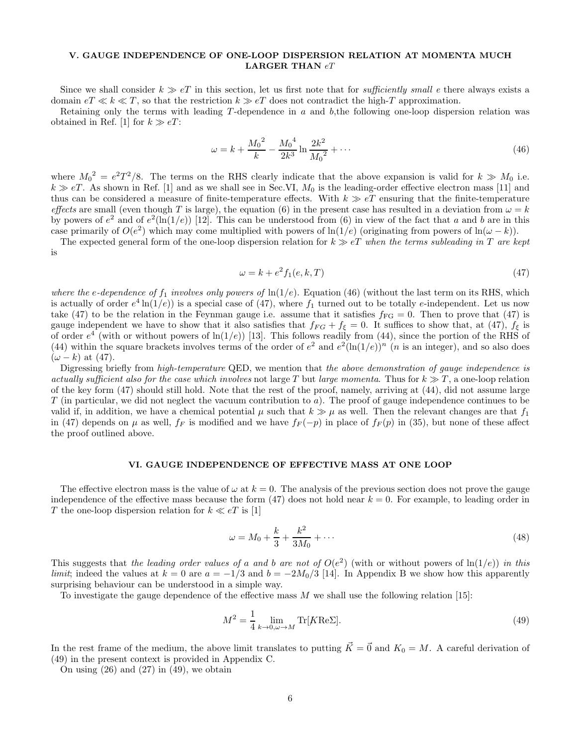## V. GAUGE INDEPENDENCE OF ONE-LOOP DISPERSION RELATION AT MOMENTA MUCH LARGER THAN $eT$

Since we shall consider $k \gg eT$ in this section, let us first note that for *sufficiently small* $e$ there always exists a domain $eT \ll k \ll T$, so that the restriction $k \gg eT$ does not contradict the high-$T$ approximation.

Retaining only the terms with leading $T$-dependence in $a$ and $b$,the following one-loop dispersion relation was obtained in Ref. [1] for $k \gg eT$:

$$\omega = k + \frac{{M_0}^2}{k} - \frac{{M_0}^4}{2k^3}\ln\frac{2k^2}{{M_0}^2} + \cdots \tag{46}$$

where ${M_0}^2 = e^2T^2/8$. The terms on the RHS clearly indicate that the above expansion is valid for $k \gg M_0$ i.e. $k \gg eT$. As shown in Ref. [1] and as we shall see in Sec.VI, $M_0$ is the leading-order effective electron mass [11] and thus can be considered a measure of finite-temperature effects. With $k \gg eT$ ensuring that the finite-temperature *effects* are small (even though $T$ is large), the equation (6) in the present case has resulted in a deviation from $\omega = k$ by powers of $e^2$ and of $e^2(\ln(1/e))$ [12]. This can be understood from (6) in view of the fact that $a$ and $b$ are in this case primarily of $O(e^2)$ which may come multiplied with powers of $\ln(1/e)$ (originating from powers of $\ln(\omega - k)$).

The expected general form of the one-loop dispersion relation for $k \gg eT$ *when the terms subleading in $T$ are kept* is

$$\omega = k + e^2 f_1(e, k, T) \tag{47}$$

*where the $e$-dependence of $f_1$ involves only powers of* $\ln(1/e)$. Equation (46) (without the last term on its RHS, which is actually of order $e^4\ln(1/e)$) is a special case of (47), where $f_1$ turned out to be totally $e$-independent. Let us now take (47) to be the relation in the Feynman gauge i.e. assume that it satisfies $f_{\rm FG} = 0$. Then to prove that (47) is gauge independent we have to show that it also satisfies that $f_{FG} + f_\xi = 0$. It suffices to show that, at (47), $f_\xi$ is of order $e^4$ (with or without powers of $\ln(1/e)$) [13]. This follows readily from (44), since the portion of the RHS of (44) within the square brackets involves terms of the order of $e^2$ and $e^2(\ln(1/e))^n$ ($n$ is an integer), and so also does $(\omega - k)$ at (47).

Digressing briefly from *high-temperature* QED, we mention that *the above demonstration of gauge independence is actually sufficient also for the case which involves* not large $T$ but *large momenta*. Thus for $k \gg T$, a one-loop relation of the key form (47) should still hold. Note that the rest of the proof, namely, arriving at (44), did not assume large $T$ (in particular, we did not neglect the vacuum contribution to $a$). The proof of gauge independence continues to be valid if, in addition, we have a chemical potential $\mu$ such that $k \gg \mu$ as well. Then the relevant changes are that $f_1$ in (47) depends on $\mu$ as well, $f_F$ is modified and we have $f_F(-p)$ in place of $f_F(p)$ in (35), but none of these affect the proof outlined above.

## VI. GAUGE INDEPENDENCE OF EFFECTIVE MASS AT ONE LOOP

The effective electron mass is the value of $\omega$ at $k = 0$. The analysis of the previous section does not prove the gauge independence of the effective mass because the form (47) does not hold near $k = 0$. For example, to leading order in $T$ the one-loop dispersion relation for $k \ll eT$ is [1]

$$\omega = M_0 + \frac{k}{3} + \frac{k^2}{3M_0} + \cdots \tag{48}$$

This suggests that *the leading order values of $a$ and $b$ are not of $O(e^2)$* (with or without powers of $\ln(1/e)$) *in this limit*; indeed the values at $k = 0$ are $a = -1/3$ and $b = -2M_0/3$ [14]. In Appendix B we show how this apparently surprising behaviour can be understood in a simple way.

To investigate the gauge dependence of the effective mass $M$ we shall use the following relation [15]:

$$M^2 = \frac{1}{4}\lim_{k\to 0,\omega\to M}\mathrm{Tr}[\not{K}\mathrm{Re}\Sigma]. \tag{49}$$

In the rest frame of the medium, the above limit translates to putting $\vec{K} = \vec{0}$ and $K_0 = M$. A careful derivation of (49) in the present context is provided in Appendix C.

On using (26) and (27) in (49), we obtain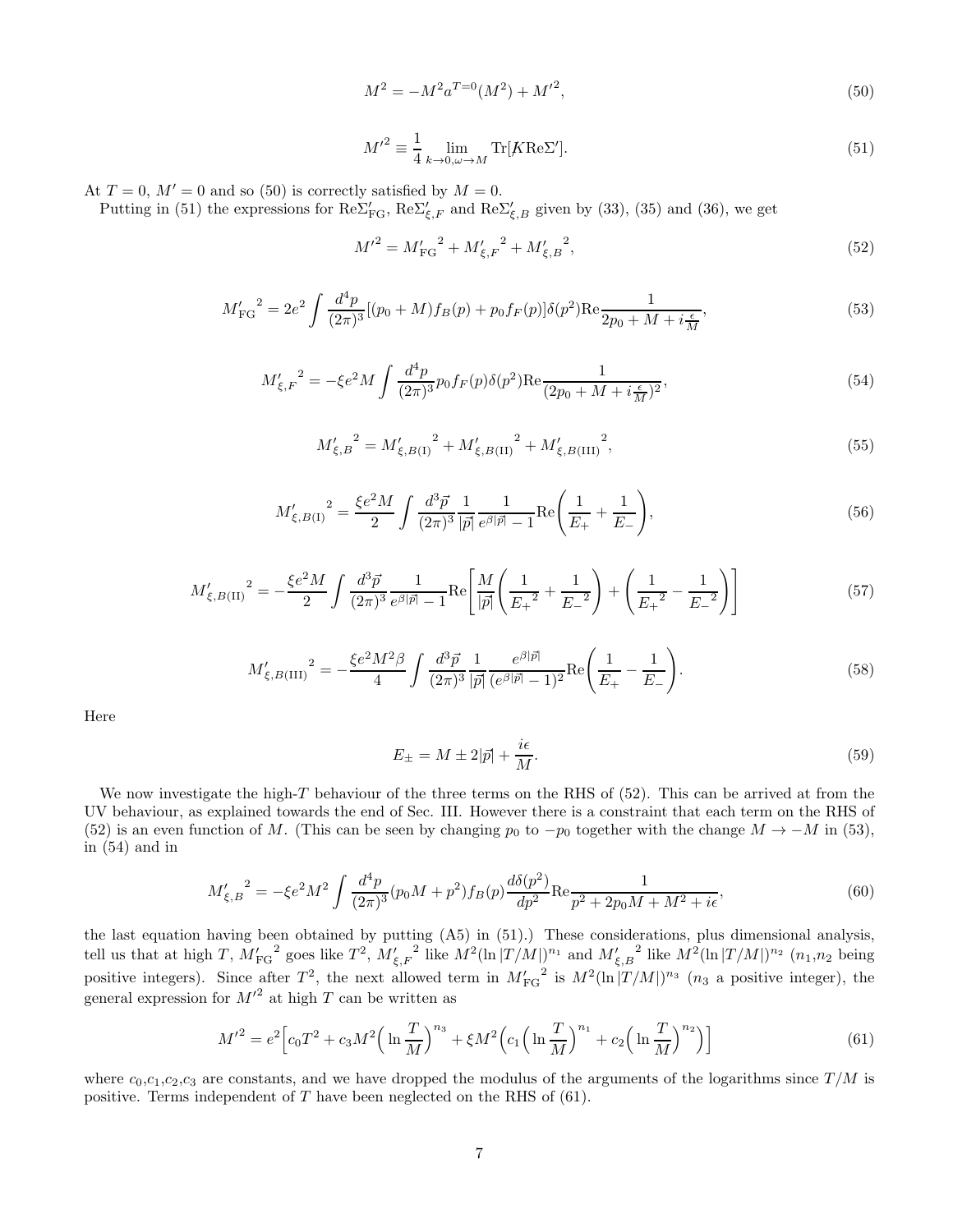$$M^2 = -M^2 a^{T=0}(M^2) + {M'}^2, \tag{50}$$

$$ {M'}^2 \equiv \frac{1}{4} \lim_{k\to 0, \omega \to M} \mathrm{Tr}[K \mathrm{Re}\Sigma']. \tag{51}$$

At $T=0$, $M'=0$ and so (50) is correctly satisfied by $M=0$.

Putting in (51) the expressions for $\mathrm{Re}\Sigma'_{\rm FG}$, $\mathrm{Re}\Sigma'_{\xi,F}$ and $\mathrm{Re}\Sigma'_{\xi,B}$ given by (33), (35) and (36), we get

$$ {M'}^2 = {M'_{\rm FG}}^2 + {M'_{\xi,F}}^2 + {M'_{\xi,B}}^2, \tag{52}$$

$$ {M'_{\rm FG}}^2 = 2e^2 \int \frac{d^4p}{(2\pi)^3} [(p_0 + M) f_B(p) + p_0 f_F(p)] \delta(p^2) \mathrm{Re} \frac{1}{2p_0 + M + i\frac{\epsilon}{M}}, \tag{53}$$

$$ {M'_{\xi,F}}^2 = -\xi e^2 M \int \frac{d^4p}{(2\pi)^3} p_0 f_F(p) \delta(p^2) \mathrm{Re} \frac{1}{(2p_0 + M + i\frac{\epsilon}{M})^2}, \tag{54}$$

$$ {M'_{\xi,B}}^2 = {M'_{\xi,B({\rm I})}}^2 + {M'_{\xi,B({\rm II})}}^2 + {M'_{\xi,B({\rm III})}}^2, \tag{55}$$

$$ {M'_{\xi,B({\rm I})}}^2 = \frac{\xi e^2 M}{2} \int \frac{d^3\vec{p}}{(2\pi)^3} \frac{1}{|\vec{p}|} \frac{1}{e^{\beta|\vec{p}|} - 1} \mathrm{Re}\left( \frac{1}{E_+} + \frac{1}{E_-} \right), \tag{56}$$

$$ {M'_{\xi,B({\rm II})}}^2 = -\frac{\xi e^2 M}{2} \int \frac{d^3\vec{p}}{(2\pi)^3} \frac{1}{e^{\beta|\vec{p}|} - 1} \mathrm{Re}\left[ \frac{M}{|\vec{p}|}\left( \frac{1}{{E_+}^2} + \frac{1}{{E_-}^2} \right) + \left( \frac{1}{{E_+}^2} - \frac{1}{{E_-}^2} \right) \right] \tag{57}$$

$$ {M'_{\xi,B({\rm III})}}^2 = -\frac{\xi e^2 M^2 \beta}{4} \int \frac{d^3\vec{p}}{(2\pi)^3} \frac{1}{|\vec{p}|} \frac{e^{\beta|\vec{p}|}}{(e^{\beta|\vec{p}|} - 1)^2} \mathrm{Re}\left( \frac{1}{E_+} - \frac{1}{E_-} \right). \tag{58}$$

Here

$$ E_\pm = M \pm 2|\vec{p}| + \frac{i\epsilon}{M}. \tag{59}$$

We now investigate the high-$T$ behaviour of the three terms on the RHS of (52). This can be arrived at from the UV behaviour, as explained towards the end of Sec. III. However there is a constraint that each term on the RHS of (52) is an even function of $M$. (This can be seen by changing $p_0$ to $-p_0$ together with the change $M \to -M$ in (53), in (54) and in

$$ {M'_{\xi,B}}^2 = -\xi e^2 M^2 \int \frac{d^4p}{(2\pi)^3} (p_0 M + p^2) f_B(p) \frac{d\delta(p^2)}{dp^2} \mathrm{Re} \frac{1}{p^2 + 2p_0 M + M^2 + i\epsilon}, \tag{60}$$

the last equation having been obtained by putting (A5) in (51).) These considerations, plus dimensional analysis, tell us that at high $T$, ${M'_{\rm FG}}^2$ goes like $T^2$, ${M'_{\xi,F}}^2$ like $M^2(\ln|T/M|)^{n_1}$ and ${M'_{\xi,B}}^2$ like $M^2(\ln|T/M|)^{n_2}$ ($n_1$,$n_2$ being positive integers). Since after $T^2$, the next allowed term in ${M'_{\rm FG}}^2$ is $M^2(\ln|T/M|)^{n_3}$ ($n_3$ a positive integer), the general expression for ${M'}^2$ at high $T$ can be written as

$$ {M'}^2 = e^2\Big[ c_0 T^2 + c_3 M^2 \Big( \ln\frac{T}{M} \Big)^{n_3} + \xi M^2 \Big( c_1 \Big( \ln\frac{T}{M} \Big)^{n_1} + c_2 \Big( \ln\frac{T}{M} \Big)^{n_2} \Big) \Big] \tag{61}$$

where $c_0$,$c_1$,$c_2$,$c_3$ are constants, and we have dropped the modulus of the arguments of the logarithms since $T/M$ is positive. Terms independent of $T$ have been neglected on the RHS of (61).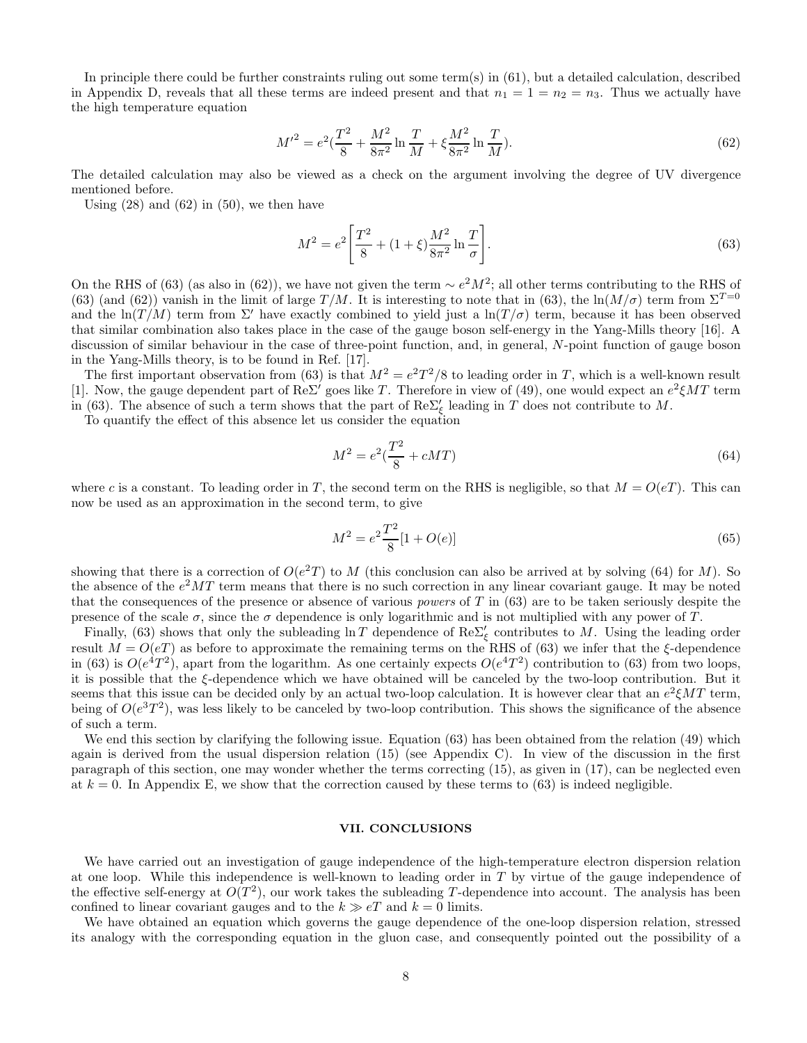In principle there could be further constraints ruling out some term(s) in (61), but a detailed calculation, described in Appendix D, reveals that all these terms are indeed present and that $n_1 = 1 = n_2 = n_3$. Thus we actually have the high temperature equation

$$M'^2 = e^2(\frac{T^2}{8} + \frac{M^2}{8\pi^2}\ln\frac{T}{M} + \xi\frac{M^2}{8\pi^2}\ln\frac{T}{M}). \tag{62}$$

The detailed calculation may also be viewed as a check on the argument involving the degree of UV divergence mentioned before.

Using (28) and (62) in (50), we then have

$$M^2 = e^2\left[\frac{T^2}{8} + (1+\xi)\frac{M^2}{8\pi^2}\ln\frac{T}{\sigma}\right]. \tag{63}$$

On the RHS of (63) (as also in (62)), we have not given the term $\sim e^2M^2$; all other terms contributing to the RHS of (63) (and (62)) vanish in the limit of large $T/M$. It is interesting to note that in (63), the $\ln(M/\sigma)$ term from $\Sigma^{T=0}$ and the $\ln(T/M)$ term from $\Sigma'$ have exactly combined to yield just a $\ln(T/\sigma)$ term, because it has been observed that similar combination also takes place in the case of the gauge boson self-energy in the Yang-Mills theory [16]. A discussion of similar behaviour in the case of three-point function, and, in general, $N$-point function of gauge boson in the Yang-Mills theory, is to be found in Ref. [17].

The first important observation from (63) is that $M^2 = e^2T^2/8$ to leading order in $T$, which is a well-known result [1]. Now, the gauge dependent part of $\mathrm{Re}\Sigma'$ goes like $T$. Therefore in view of (49), one would expect an $e^2\xi MT$ term in (63). The absence of such a term shows that the part of $\mathrm{Re}\Sigma'_\xi$ leading in $T$ does not contribute to $M$.

To quantify the effect of this absence let us consider the equation

$$M^2 = e^2(\frac{T^2}{8} + cMT) \tag{64}$$

where $c$ is a constant. To leading order in $T$, the second term on the RHS is negligible, so that $M = O(eT)$. This can now be used as an approximation in the second term, to give

$$M^2 = e^2\frac{T^2}{8}[1 + O(e)] \tag{65}$$

showing that there is a correction of $O(e^2T)$ to $M$ (this conclusion can also be arrived at by solving (64) for $M$). So the absence of the $e^2MT$ term means that there is no such correction in any linear covariant gauge. It may be noted that the consequences of the presence or absence of various *powers* of $T$ in (63) are to be taken seriously despite the presence of the scale $\sigma$, since the $\sigma$ dependence is only logarithmic and is not multiplied with any power of $T$.

Finally, (63) shows that only the subleading $\ln T$ dependence of $\mathrm{Re}\Sigma'_\xi$ contributes to $M$. Using the leading order result $M = O(eT)$ as before to approximate the remaining terms on the RHS of (63) we infer that the $\xi$-dependence in (63) is $O(e^4T^2)$, apart from the logarithm. As one certainly expects $O(e^4T^2)$ contribution to (63) from two loops, it is possible that the $\xi$-dependence which we have obtained will be canceled by the two-loop contribution. But it seems that this issue can be decided only by an actual two-loop calculation. It is however clear that an $e^2\xi MT$ term, being of $O(e^3T^2)$, was less likely to be canceled by two-loop contribution. This shows the significance of the absence of such a term.

We end this section by clarifying the following issue. Equation (63) has been obtained from the relation (49) which again is derived from the usual dispersion relation (15) (see Appendix C). In view of the discussion in the first paragraph of this section, one may wonder whether the terms correcting (15), as given in (17), can be neglected even at $k = 0$. In Appendix E, we show that the correction caused by these terms to (63) is indeed negligible.

## VII. CONCLUSIONS

We have carried out an investigation of gauge independence of the high-temperature electron dispersion relation at one loop. While this independence is well-known to leading order in $T$ by virtue of the gauge independence of the effective self-energy at $O(T^2)$, our work takes the subleading $T$-dependence into account. The analysis has been confined to linear covariant gauges and to the $k \gg eT$ and $k = 0$ limits.

We have obtained an equation which governs the gauge dependence of the one-loop dispersion relation, stressed its analogy with the corresponding equation in the gluon case, and consequently pointed out the possibility of a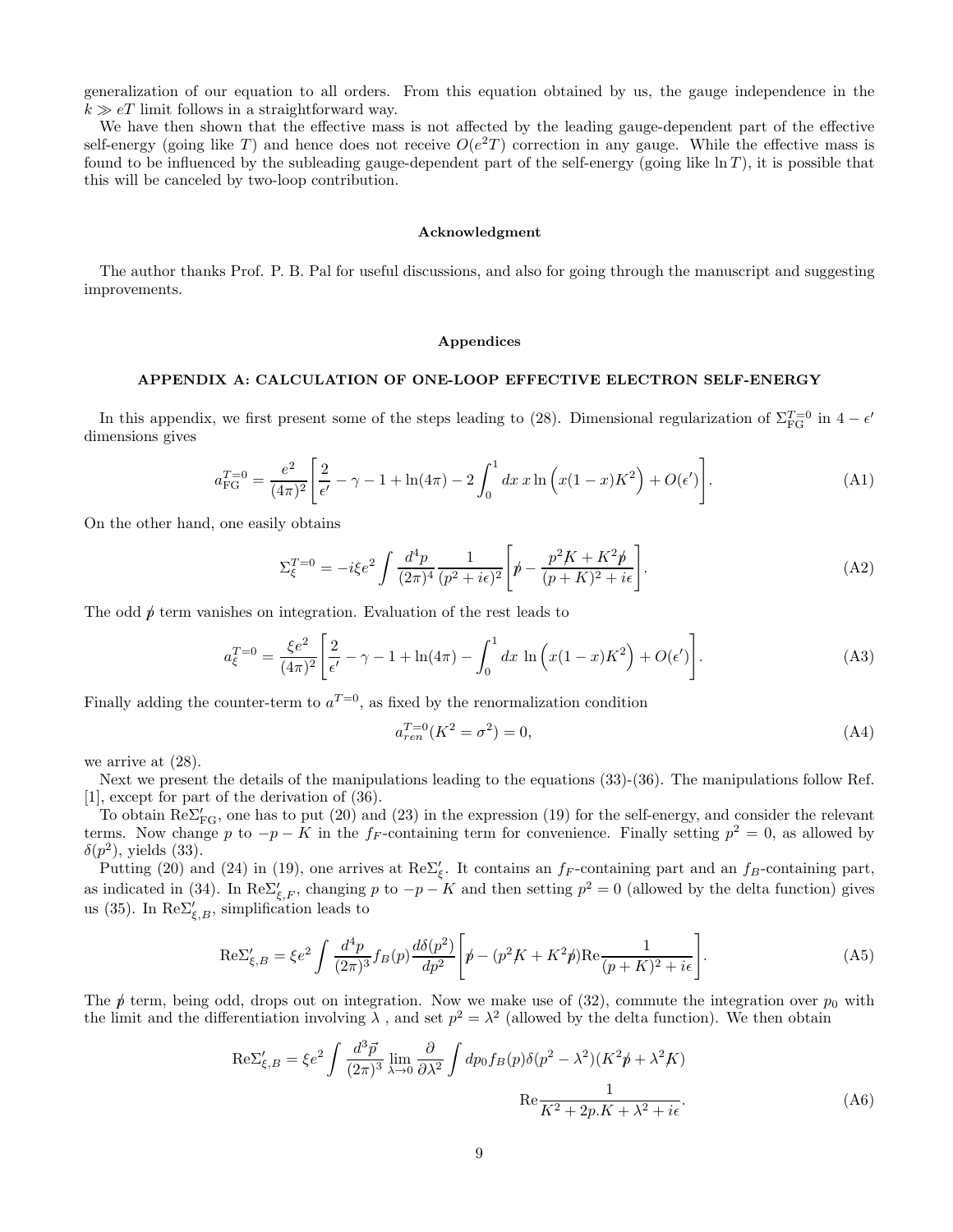generalization of our equation to all orders. From this equation obtained by us, the gauge independence in the $k \gg eT$ limit follows in a straightforward way.

We have then shown that the effective mass is not affected by the leading gauge-dependent part of the effective self-energy (going like $T$) and hence does not receive $O(e^2T)$ correction in any gauge. While the effective mass is found to be influenced by the subleading gauge-dependent part of the self-energy (going like $\ln T$), it is possible that this will be canceled by two-loop contribution.

### Acknowledgment

The author thanks Prof. P. B. Pal for useful discussions, and also for going through the manuscript and suggesting improvements.

### Appendices

## APPENDIX A: CALCULATION OF ONE-LOOP EFFECTIVE ELECTRON SELF-ENERGY

In this appendix, we first present some of the steps leading to (28). Dimensional regularization of $\Sigma_{\rm FG}^{T=0}$ in $4-\epsilon'$ dimensions gives

$$a_{\rm FG}^{T=0} = \frac{e^2}{(4\pi)^2}\left[\frac{2}{\epsilon'} - \gamma - 1 + \ln(4\pi) - 2\int_0^1 dx\, x \ln\Big(x(1-x)K^2\Big) + O(\epsilon')\right]. \tag{A1}$$

On the other hand, one easily obtains

$$\Sigma_\xi^{T=0} = -i\xi e^2 \int \frac{d^4p}{(2\pi)^4}\frac{1}{(p^2+i\epsilon)^2}\left[\not{p} - \frac{p^2\not{K} + K^2\not{p}}{(p+K)^2+i\epsilon}\right]. \tag{A2}$$

The odd $\not{p}$ term vanishes on integration. Evaluation of the rest leads to

$$a_\xi^{T=0} = \frac{\xi e^2}{(4\pi)^2}\left[\frac{2}{\epsilon'} - \gamma - 1 + \ln(4\pi) - \int_0^1 dx\, \ln\Big(x(1-x)K^2\Big) + O(\epsilon')\right]. \tag{A3}$$

Finally adding the counter-term to $a^{T=0}$, as fixed by the renormalization condition

$$a_{ren}^{T=0}(K^2 = \sigma^2) = 0, \tag{A4}$$

we arrive at (28).

Next we present the details of the manipulations leading to the equations (33)-(36). The manipulations follow Ref. [1], except for part of the derivation of (36).

To obtain ${\rm Re}\Sigma'_{\rm FG}$, one has to put (20) and (23) in the expression (19) for the self-energy, and consider the relevant terms. Now change $p$ to $-p-K$ in the $f_F$-containing term for convenience. Finally setting $p^2=0$, as allowed by $\delta(p^2)$, yields (33).

Putting (20) and (24) in (19), one arrives at ${\rm Re}\Sigma'_\xi$. It contains an $f_F$-containing part and an $f_B$-containing part, as indicated in (34). In ${\rm Re}\Sigma'_{\xi,F}$, changing $p$ to $-p-K$ and then setting $p^2=0$ (allowed by the delta function) gives us (35). In ${\rm Re}\Sigma'_{\xi,B}$, simplification leads to

$${\rm Re}\Sigma'_{\xi,B} = \xi e^2 \int \frac{d^4p}{(2\pi)^3} f_B(p)\frac{d\delta(p^2)}{dp^2}\left[\not{p} - (p^2\not{K} + K^2\not{p}){\rm Re}\frac{1}{(p+K)^2+i\epsilon}\right]. \tag{A5}$$

The $\not{p}$ term, being odd, drops out on integration. Now we make use of (32), commute the integration over $p_0$ with the limit and the differentiation involving $\lambda$ , and set $p^2=\lambda^2$ (allowed by the delta function). We then obtain

$${\rm Re}\Sigma'_{\xi,B} = \xi e^2 \int \frac{d^3\vec{p}}{(2\pi)^3}\lim_{\lambda\to 0}\frac{\partial}{\partial\lambda^2}\int dp_0 f_B(p)\delta(p^2-\lambda^2)(K^2\not{p} + \lambda^2\not{K})\,{\rm Re}\frac{1}{K^2+2p.K+\lambda^2+i\epsilon}. \tag{A6}$$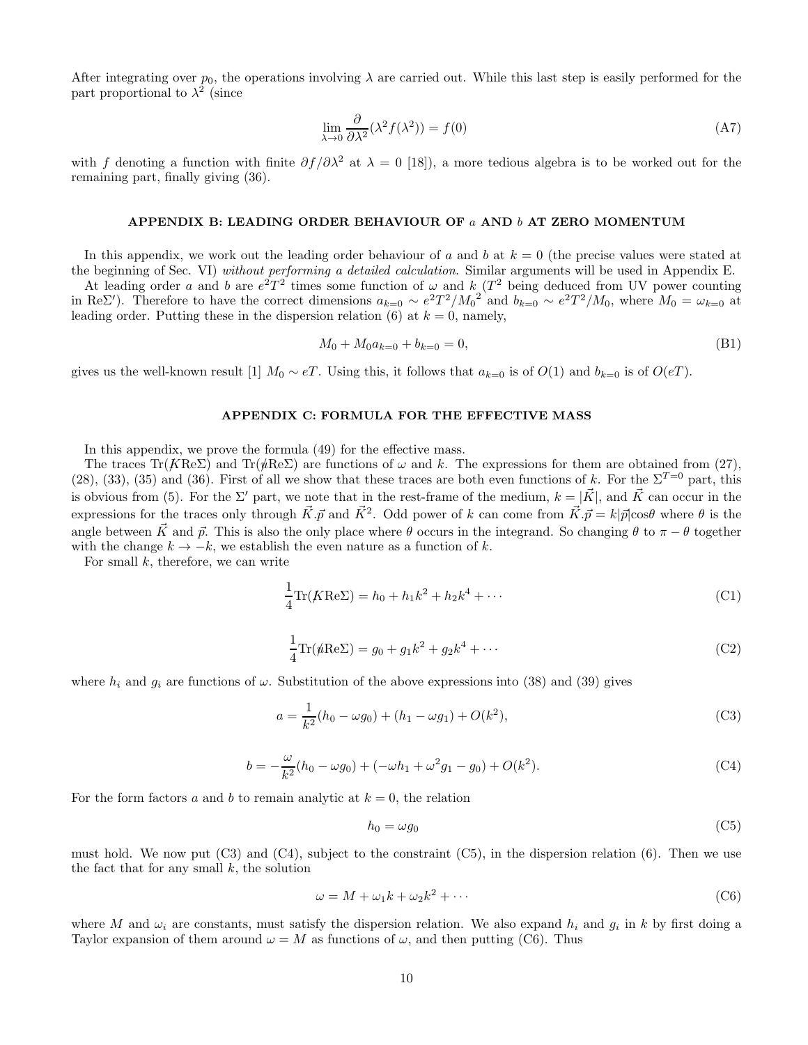After integrating over $p_0$, the operations involving $\lambda$ are carried out. While this last step is easily performed for the part proportional to $\lambda^2$ (since

$$\lim_{\lambda\to 0}\frac{\partial}{\partial\lambda^2}(\lambda^2 f(\lambda^2)) = f(0) \tag{A7}$$

with $f$ denoting a function with finite $\partial f/\partial\lambda^2$ at $\lambda = 0$ [18]), a more tedious algebra is to be worked out for the remaining part, finally giving (36).

## APPENDIX B: LEADING ORDER BEHAVIOUR OF $a$ AND $b$ AT ZERO MOMENTUM

In this appendix, we work out the leading order behaviour of $a$ and $b$ at $k = 0$ (the precise values were stated at the beginning of Sec. VI) *without performing a detailed calculation.* Similar arguments will be used in Appendix E.

At leading order $a$ and $b$ are $e^2T^2$ times some function of $\omega$ and $k$ ($T^2$ being deduced from UV power counting in $\mathrm{Re}\Sigma'$). Therefore to have the correct dimensions $a_{k=0} \sim e^2T^2/{M_0}^2$ and $b_{k=0} \sim e^2T^2/M_0$, where $M_0 = \omega_{k=0}$ at leading order. Putting these in the dispersion relation (6) at $k = 0$, namely,

$$M_0 + M_0 a_{k=0} + b_{k=0} = 0, \tag{B1}$$

gives us the well-known result [1] $M_0 \sim eT$. Using this, it follows that $a_{k=0}$ is of $O(1)$ and $b_{k=0}$ is of $O(eT)$.

## APPENDIX C: FORMULA FOR THE EFFECTIVE MASS

In this appendix, we prove the formula (49) for the effective mass.

The traces $\mathrm{Tr}(\not{K}\mathrm{Re}\Sigma)$ and $\mathrm{Tr}(\not{u}\mathrm{Re}\Sigma)$ are functions of $\omega$ and $k$. The expressions for them are obtained from (27), (28), (33), (35) and (36). First of all we show that these traces are both even functions of $k$. For the $\Sigma^{T=0}$ part, this is obvious from (5). For the $\Sigma'$ part, we note that in the rest-frame of the medium, $k = |\vec{K}|$, and $\vec{K}$ can occur in the expressions for the traces only through $\vec{K}.\vec{p}$ and $\vec{K}^2$. Odd power of $k$ can come from $\vec{K}.\vec{p} = k|\vec{p}|\mathrm{cos}\theta$ where $\theta$ is the angle between $\vec{K}$ and $\vec{p}$. This is also the only place where $\theta$ occurs in the integrand. So changing $\theta$ to $\pi - \theta$ together with the change $k \to -k$, we establish the even nature as a function of $k$.

For small $k$, therefore, we can write

$$\frac{1}{4}\mathrm{Tr}(\not{K}\mathrm{Re}\Sigma) = h_0 + h_1 k^2 + h_2 k^4 + \cdots \tag{C1}$$

$$\frac{1}{4}\mathrm{Tr}(\not{u}\mathrm{Re}\Sigma) = g_0 + g_1 k^2 + g_2 k^4 + \cdots \tag{C2}$$

where $h_i$ and $g_i$ are functions of $\omega$. Substitution of the above expressions into (38) and (39) gives

$$a = \frac{1}{k^2}(h_0 - \omega g_0) + (h_1 - \omega g_1) + O(k^2), \tag{C3}$$

$$b = -\frac{\omega}{k^2}(h_0 - \omega g_0) + (-\omega h_1 + \omega^2 g_1 - g_0) + O(k^2). \tag{C4}$$

For the form factors $a$ and $b$ to remain analytic at $k = 0$, the relation

$$h_0 = \omega g_0 \tag{C5}$$

must hold. We now put (C3) and (C4), subject to the constraint (C5), in the dispersion relation (6). Then we use the fact that for any small $k$, the solution

$$\omega = M + \omega_1 k + \omega_2 k^2 + \cdots \tag{C6}$$

where $M$ and $\omega_i$ are constants, must satisfy the dispersion relation. We also expand $h_i$ and $g_i$ in $k$ by first doing a Taylor expansion of them around $\omega = M$ as functions of $\omega$, and then putting (C6). Thus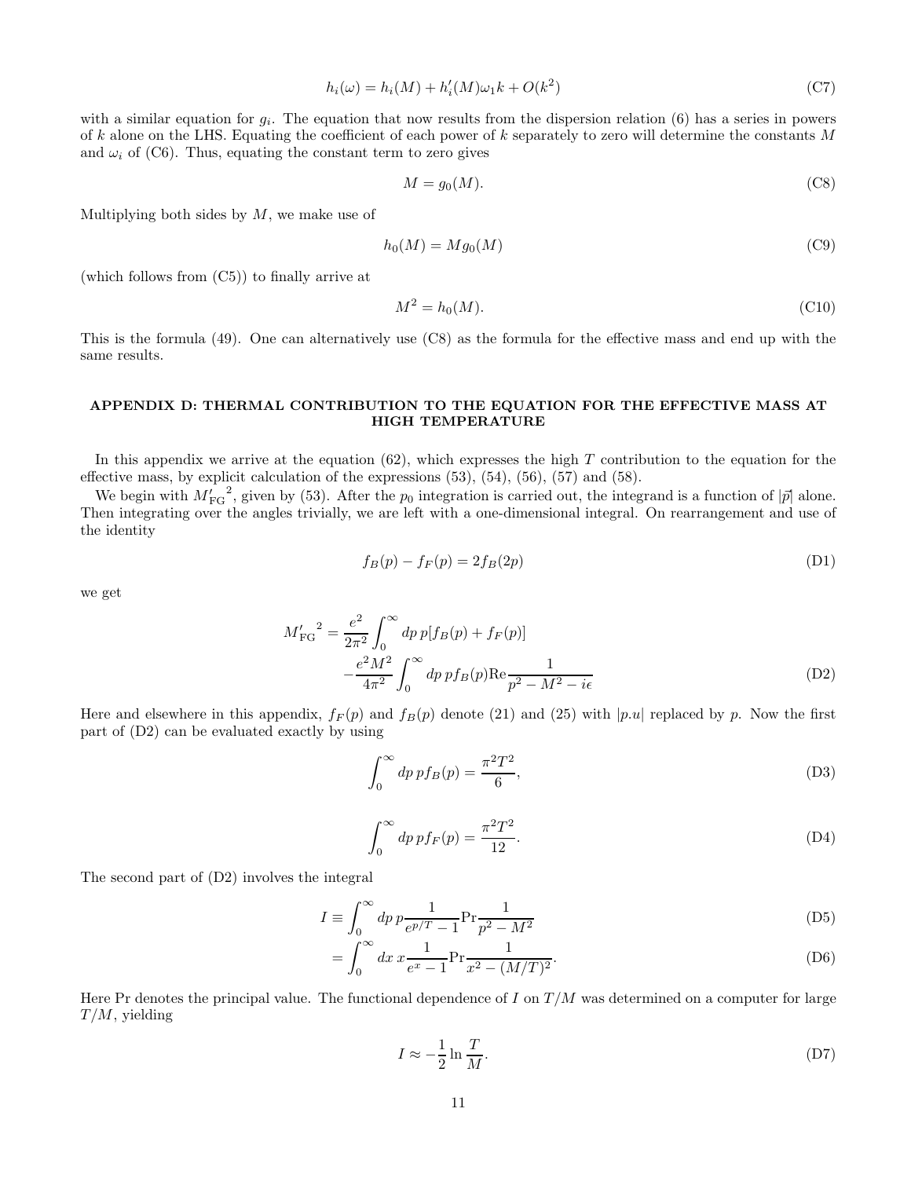$$h_i(\omega) = h_i(M) + h_i'(M)\omega_1 k + O(k^2) \tag{C7}$$

with a similar equation for $g_i$. The equation that now results from the dispersion relation (6) has a series in powers of $k$ alone on the LHS. Equating the coefficient of each power of $k$ separately to zero will determine the constants $M$ and $\omega_i$ of (C6). Thus, equating the constant term to zero gives

$$M = g_0(M). \tag{C8}$$

Multiplying both sides by $M$, we make use of

$$h_0(M) = M g_0(M) \tag{C9}$$

(which follows from (C5)) to finally arrive at

$$M^2 = h_0(M). \tag{C10}$$

This is the formula (49). One can alternatively use (C8) as the formula for the effective mass and end up with the same results.

## APPENDIX D: THERMAL CONTRIBUTION TO THE EQUATION FOR THE EFFECTIVE MASS AT HIGH TEMPERATURE

In this appendix we arrive at the equation (62), which expresses the high $T$ contribution to the equation for the effective mass, by explicit calculation of the expressions (53), (54), (56), (57) and (58).

We begin with ${M'_{\rm FG}}^2$, given by (53). After the $p_0$ integration is carried out, the integrand is a function of $|\vec{p}|$ alone. Then integrating over the angles trivially, we are left with a one-dimensional integral. On rearrangement and use of the identity

$$f_B(p) - f_F(p) = 2 f_B(2p) \tag{D1}$$

we get

$$\begin{aligned}
{M'_{\rm FG}}^2 = & \frac{e^2}{2\pi^2}\int_0^\infty dp\, p[f_B(p) + f_F(p)] \\
& - \frac{e^2 M^2}{4\pi^2}\int_0^\infty dp\, p f_B(p) {\rm Re}\frac{1}{p^2 - M^2 - i\epsilon}
\end{aligned} \tag{D2}$$

Here and elsewhere in this appendix, $f_F(p)$ and $f_B(p)$ denote (21) and (25) with $|p.u|$ replaced by $p$. Now the first part of (D2) can be evaluated exactly by using

$$\int_0^\infty dp\, p f_B(p) = \frac{\pi^2 T^2}{6}, \tag{D3}$$

$$\int_0^\infty dp\, p f_F(p) = \frac{\pi^2 T^2}{12}. \tag{D4}$$

The second part of (D2) involves the integral

$$\begin{aligned}
I \equiv & \int_0^\infty dp\, p \frac{1}{e^{p/T} - 1} {\rm Pr}\frac{1}{p^2 - M^2} && \text{(D5)} \\
= & \int_0^\infty dx\, x \frac{1}{e^x - 1} {\rm Pr}\frac{1}{x^2 - (M/T)^2}. && \text{(D6)}
\end{aligned}$$

Here Pr denotes the principal value. The functional dependence of $I$ on $T/M$ was determined on a computer for large $T/M$, yielding

$$I \approx -\frac{1}{2}\ln\frac{T}{M}. \tag{D7}$$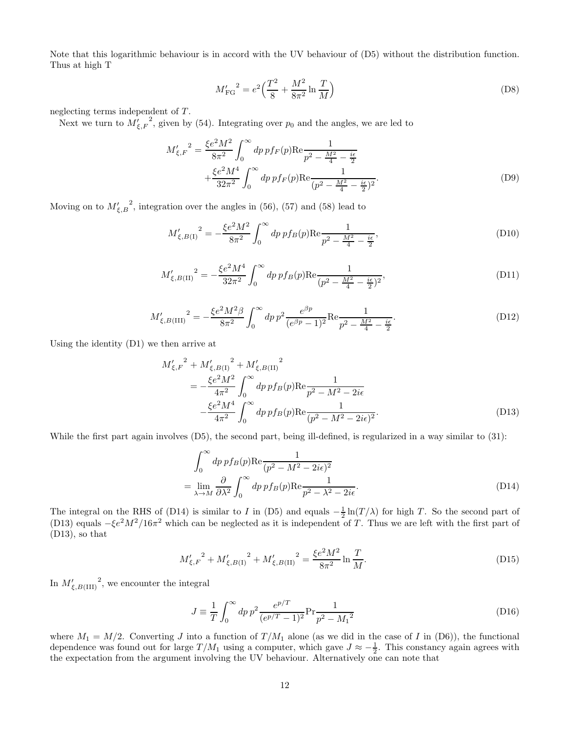Note that this logarithmic behaviour is in accord with the UV behaviour of (D5) without the distribution function. Thus at high T

$$M'_{\rm FG}{}^2 = e^2\Big(\frac{T^2}{8} + \frac{M^2}{8\pi^2}\ln\frac{T}{M}\Big) \tag{D8}$$

neglecting terms independent of $T$.

Next we turn to $M'_{\xi,F}{}^2$, given by (54). Integrating over $p_0$ and the angles, we are led to

$$\begin{aligned} M'_{\xi,F}{}^2 = &\frac{\xi e^2 M^2}{8\pi^2}\int_0^\infty dp\, p f_F(p) {\rm Re}\frac{1}{p^2 - \frac{M^2}{4} - \frac{i\epsilon}{2}} \\ &+ \frac{\xi e^2 M^4}{32\pi^2}\int_0^\infty dp\, p f_F(p) {\rm Re}\frac{1}{(p^2 - \frac{M^2}{4} - \frac{i\epsilon}{2})^2}. \end{aligned} \tag{D9}$$

Moving on to $M'_{\xi,B}{}^2$, integration over the angles in (56), (57) and (58) lead to

$$M'_{\xi,B({\rm I})}{}^2 = -\frac{\xi e^2 M^2}{8\pi^2}\int_0^\infty dp\, p f_B(p) {\rm Re}\frac{1}{p^2 - \frac{M^2}{4} - \frac{i\epsilon}{2}}, \tag{D10}$$

$$M'_{\xi,B({\rm II})}{}^2 = -\frac{\xi e^2 M^4}{32\pi^2}\int_0^\infty dp\, p f_B(p) {\rm Re}\frac{1}{(p^2 - \frac{M^2}{4} - \frac{i\epsilon}{2})^2}, \tag{D11}$$

$$M'_{\xi,B({\rm III})}{}^2 = -\frac{\xi e^2 M^2 \beta}{8\pi^2}\int_0^\infty dp\, p^2 \frac{e^{\beta p}}{(e^{\beta p}-1)^2} {\rm Re}\frac{1}{p^2 - \frac{M^2}{4} - \frac{i\epsilon}{2}}. \tag{D12}$$

Using the identity (D1) we then arrive at

$$\begin{aligned} &M'_{\xi,F}{}^2 + M'_{\xi,B({\rm I})}{}^2 + M'_{\xi,B({\rm II})}{}^2 \\ &\quad = -\frac{\xi e^2 M^2}{4\pi^2}\int_0^\infty dp\, p f_B(p) {\rm Re}\frac{1}{p^2 - M^2 - 2i\epsilon} \\ &\quad\quad -\frac{\xi e^2 M^4}{4\pi^2}\int_0^\infty dp\, p f_B(p) {\rm Re}\frac{1}{(p^2 - M^2 - 2i\epsilon)^2}. \end{aligned} \tag{D13}$$

While the first part again involves (D5), the second part, being ill-defined, is regularized in a way similar to (31):

$$\begin{aligned} &\int_0^\infty dp\, p f_B(p) {\rm Re}\frac{1}{(p^2 - M^2 - 2i\epsilon)^2} \\ &= \lim_{\lambda\to M}\frac{\partial}{\partial\lambda^2}\int_0^\infty dp\, p f_B(p) {\rm Re}\frac{1}{p^2 - \lambda^2 - 2i\epsilon}. \end{aligned} \tag{D14}$$

The integral on the RHS of (D14) is similar to $I$ in (D5) and equals $-\frac{1}{2}\ln(T/\lambda)$ for high $T$. So the second part of (D13) equals $-\xi e^2 M^2/16\pi^2$ which can be neglected as it is independent of $T$. Thus we are left with the first part of (D13), so that

$$M'_{\xi,F}{}^2 + M'_{\xi,B({\rm I})}{}^2 + M'_{\xi,B({\rm II})}{}^2 = \frac{\xi e^2 M^2}{8\pi^2}\ln\frac{T}{M}. \tag{D15}$$

In $M'_{\xi,B({\rm III})}{}^2$, we encounter the integral

$$J \equiv \frac{1}{T}\int_0^\infty dp\, p^2 \frac{e^{p/T}}{(e^{p/T}-1)^2} {\rm Pr}\frac{1}{p^2 - M_1{}^2} \tag{D16}$$

where $M_1 = M/2$. Converting $J$ into a function of $T/M_1$ alone (as we did in the case of $I$ in (D6)), the functional dependence was found out for large $T/M_1$ using a computer, which gave $J \approx -\frac{1}{2}$. This constancy again agrees with the expectation from the argument involving the UV behaviour. Alternatively one can note that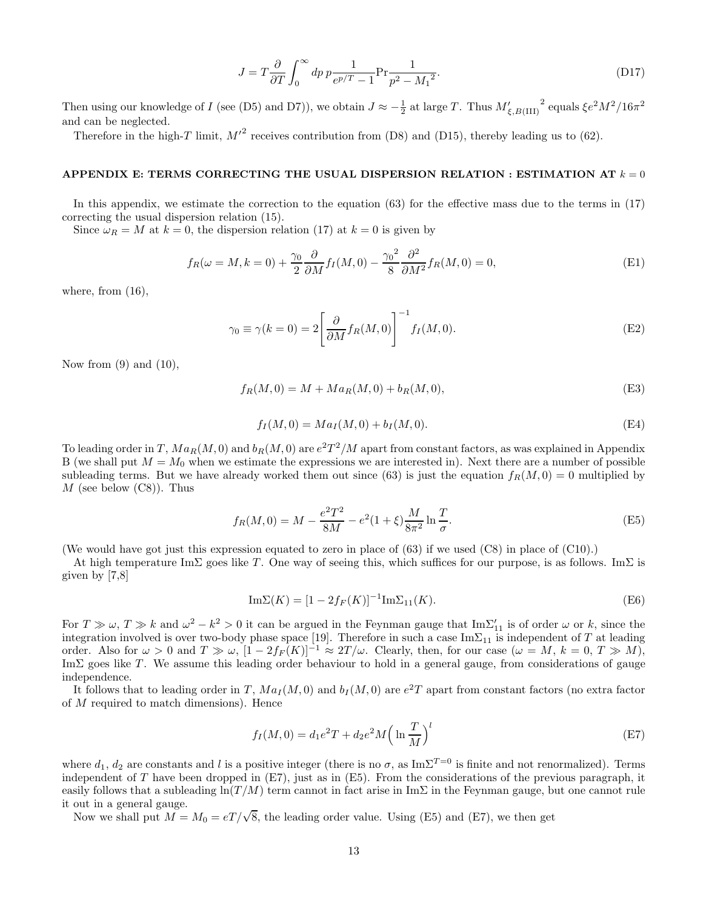$$J = T\frac{\partial}{\partial T}\int_0^\infty dp\, p\frac{1}{e^{p/T}-1}\text{Pr}\frac{1}{p^2 - {M_1}^2}. \tag{D17}$$

Then using our knowledge of $I$ (see (D5) and D7)), we obtain $J \approx -\frac{1}{2}$ at large $T$. Thus ${M'_{\xi,B(\text{III})}}^2$ equals $\xi e^2 M^2/16\pi^2$ and can be neglected.

Therefore in the high-$T$ limit, ${M'}^2$ receives contribution from (D8) and (D15), thereby leading us to (62).

## APPENDIX E: TERMS CORRECTING THE USUAL DISPERSION RELATION : ESTIMATION AT $k = 0$

In this appendix, we estimate the correction to the equation (63) for the effective mass due to the terms in (17) correcting the usual dispersion relation (15).

Since $\omega_R = M$ at $k = 0$, the dispersion relation (17) at $k = 0$ is given by

$$f_R(\omega = M, k = 0) + \frac{\gamma_0}{2}\frac{\partial}{\partial M}f_I(M, 0) - \frac{{\gamma_0}^2}{8}\frac{\partial^2}{\partial M^2}f_R(M, 0) = 0, \tag{E1}$$

where, from (16),

$$\gamma_0 \equiv \gamma(k = 0) = 2\left[\frac{\partial}{\partial M}f_R(M, 0)\right]^{-1} f_I(M, 0). \tag{E2}$$

Now from (9) and (10),

$$f_R(M, 0) = M + Ma_R(M, 0) + b_R(M, 0), \tag{E3}$$

$$f_I(M, 0) = Ma_I(M, 0) + b_I(M, 0). \tag{E4}$$

To leading order in $T$, $Ma_R(M, 0)$ and $b_R(M, 0)$ are $e^2T^2/M$ apart from constant factors, as was explained in Appendix B (we shall put $M = M_0$ when we estimate the expressions we are interested in). Next there are a number of possible subleading terms. But we have already worked them out since (63) is just the equation $f_R(M, 0) = 0$ multiplied by $M$ (see below (C8)). Thus

$$f_R(M, 0) = M - \frac{e^2T^2}{8M} - e^2(1 + \xi)\frac{M}{8\pi^2}\ln\frac{T}{\sigma}. \tag{E5}$$

(We would have got just this expression equated to zero in place of (63) if we used (C8) in place of (C10).)

At high temperature $\text{Im}\Sigma$ goes like $T$. One way of seeing this, which suffices for our purpose, is as follows. $\text{Im}\Sigma$ is given by [7,8]

$$\text{Im}\Sigma(K) = [1 - 2f_F(K)]^{-1}\text{Im}\Sigma_{11}(K). \tag{E6}$$

For $T \gg \omega$, $T \gg k$ and $\omega^2 - k^2 > 0$ it can be argued in the Feynman gauge that $\text{Im}\Sigma'_{11}$ is of order $\omega$ or $k$, since the integration involved is over two-body phase space [19]. Therefore in such a case $\text{Im}\Sigma_{11}$ is independent of $T$ at leading order. Also for $\omega > 0$ and $T \gg \omega$, $[1 - 2f_F(K)]^{-1} \approx 2T/\omega$. Clearly, then, for our case ($\omega = M$, $k = 0$, $T \gg M$), $\text{Im}\Sigma$ goes like $T$. We assume this leading order behaviour to hold in a general gauge, from considerations of gauge independence.

It follows that to leading order in $T$, $Ma_I(M, 0)$ and $b_I(M, 0)$ are $e^2T$ apart from constant factors (no extra factor of $M$ required to match dimensions). Hence

$$f_I(M, 0) = d_1 e^2 T + d_2 e^2 M\Big(\ln\frac{T}{M}\Big)^l \tag{E7}$$

where $d_1$, $d_2$ are constants and $l$ is a positive integer (there is no $\sigma$, as $\text{Im}\Sigma^{T=0}$ is finite and not renormalized). Terms independent of $T$ have been dropped in (E7), just as in (E5). From the considerations of the previous paragraph, it easily follows that a subleading $\ln(T/M)$ term cannot in fact arise in $\text{Im}\Sigma$ in the Feynman gauge, but one cannot rule it out in a general gauge.

Now we shall put $M = M_0 = eT/\sqrt{8}$, the leading order value. Using (E5) and (E7), we then get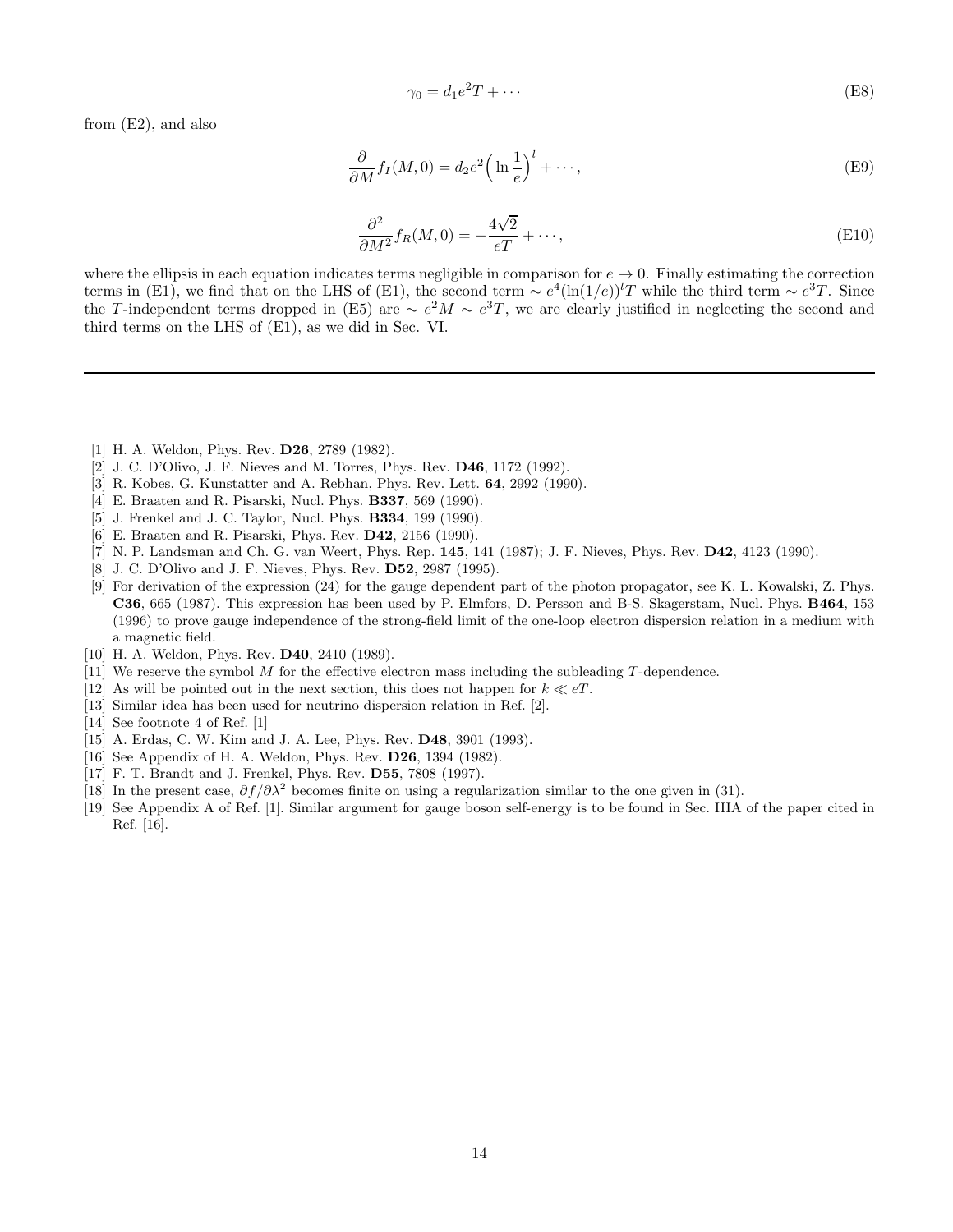$$\gamma_0 = d_1 e^2 T + \cdots \tag{E8}$$

from (E2), and also

$$\frac{\partial}{\partial M} f_I(M,0) = d_2 e^2 \Big( \ln \frac{1}{e} \Big)^l + \cdots, \tag{E9}$$

$$\frac{\partial^2}{\partial M^2} f_R(M,0) = -\frac{4\sqrt{2}}{eT} + \cdots, \tag{E10}$$

where the ellipsis in each equation indicates terms negligible in comparison for $e \to 0$. Finally estimating the correction terms in (E1), we find that on the LHS of (E1), the second term $\sim e^4(\ln(1/e))^l T$ while the third term $\sim e^3 T$. Since the $T$-independent terms dropped in (E5) are $\sim e^2 M \sim e^3 T$, we are clearly justified in neglecting the second and third terms on the LHS of (E1), as we did in Sec. VI.

---

[1] H. A. Weldon, Phys. Rev. **D26**, 2789 (1982).
[2] J. C. D'Olivo, J. F. Nieves and M. Torres, Phys. Rev. **D46**, 1172 (1992).
[3] R. Kobes, G. Kunstatter and A. Rebhan, Phys. Rev. Lett. **64**, 2992 (1990).
[4] E. Braaten and R. Pisarski, Nucl. Phys. **B337**, 569 (1990).
[5] J. Frenkel and J. C. Taylor, Nucl. Phys. **B334**, 199 (1990).
[6] E. Braaten and R. Pisarski, Phys. Rev. **D42**, 2156 (1990).
[7] N. P. Landsman and Ch. G. van Weert, Phys. Rep. **145**, 141 (1987); J. F. Nieves, Phys. Rev. **D42**, 4123 (1990).
[8] J. C. D'Olivo and J. F. Nieves, Phys. Rev. **D52**, 2987 (1995).
[9] For derivation of the expression (24) for the gauge dependent part of the photon propagator, see K. L. Kowalski, Z. Phys. **C36**, 665 (1987). This expression has been used by P. Elmfors, D. Persson and B-S. Skagerstam, Nucl. Phys. **B464**, 153 (1996) to prove gauge independence of the strong-field limit of the one-loop electron dispersion relation in a medium with a magnetic field.
[10] H. A. Weldon, Phys. Rev. **D40**, 2410 (1989).
[11] We reserve the symbol $M$ for the effective electron mass including the subleading $T$-dependence.
[12] As will be pointed out in the next section, this does not happen for $k \ll eT$.
[13] Similar idea has been used for neutrino dispersion relation in Ref. [2].
[14] See footnote 4 of Ref. [1]
[15] A. Erdas, C. W. Kim and J. A. Lee, Phys. Rev. **D48**, 3901 (1993).
[16] See Appendix of H. A. Weldon, Phys. Rev. **D26**, 1394 (1982).
[17] F. T. Brandt and J. Frenkel, Phys. Rev. **D55**, 7808 (1997).
[18] In the present case, $\partial f/\partial \lambda^2$ becomes finite on using a regularization similar to the one given in (31).
[19] See Appendix A of Ref. [1]. Similar argument for gauge boson self-energy is to be found in Sec. IIIA of the paper cited in Ref. [16].